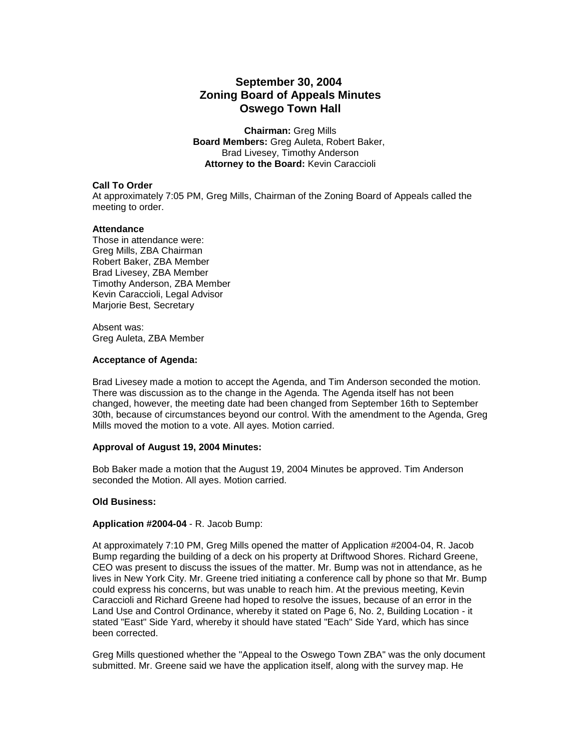# September 30, 2004
# Zoning Board of Appeals Minutes
# Oswego Town Hall

**Chairman:** Greg Mills
**Board Members:** Greg Auleta, Robert Baker, Brad Livesey, Timothy Anderson
**Attorney to the Board:** Kevin Caraccioli

**Call To Order**
At approximately 7:05 PM, Greg Mills, Chairman of the Zoning Board of Appeals called the meeting to order.

**Attendance**
Those in attendance were:
Greg Mills, ZBA Chairman
Robert Baker, ZBA Member
Brad Livesey, ZBA Member
Timothy Anderson, ZBA Member
Kevin Caraccioli, Legal Advisor
Marjorie Best, Secretary

Absent was:
Greg Auleta, ZBA Member

**Acceptance of Agenda:**

Brad Livesey made a motion to accept the Agenda, and Tim Anderson seconded the motion. There was discussion as to the change in the Agenda. The Agenda itself has not been changed, however, the meeting date had been changed from September 16th to September 30th, because of circumstances beyond our control. With the amendment to the Agenda, Greg Mills moved the motion to a vote. All ayes. Motion carried.

**Approval of August 19, 2004 Minutes:**

Bob Baker made a motion that the August 19, 2004 Minutes be approved. Tim Anderson seconded the Motion. All ayes. Motion carried.

**Old Business:**

**Application #2004-04** - R. Jacob Bump:

At approximately 7:10 PM, Greg Mills opened the matter of Application #2004-04, R. Jacob Bump regarding the building of a deck on his property at Driftwood Shores. Richard Greene, CEO was present to discuss the issues of the matter. Mr. Bump was not in attendance, as he lives in New York City. Mr. Greene tried initiating a conference call by phone so that Mr. Bump could express his concerns, but was unable to reach him. At the previous meeting, Kevin Caraccioli and Richard Greene had hoped to resolve the issues, because of an error in the Land Use and Control Ordinance, whereby it stated on Page 6, No. 2, Building Location - it stated "East" Side Yard, whereby it should have stated "Each" Side Yard, which has since been corrected.

Greg Mills questioned whether the "Appeal to the Oswego Town ZBA" was the only document submitted. Mr. Greene said we have the application itself, along with the survey map. He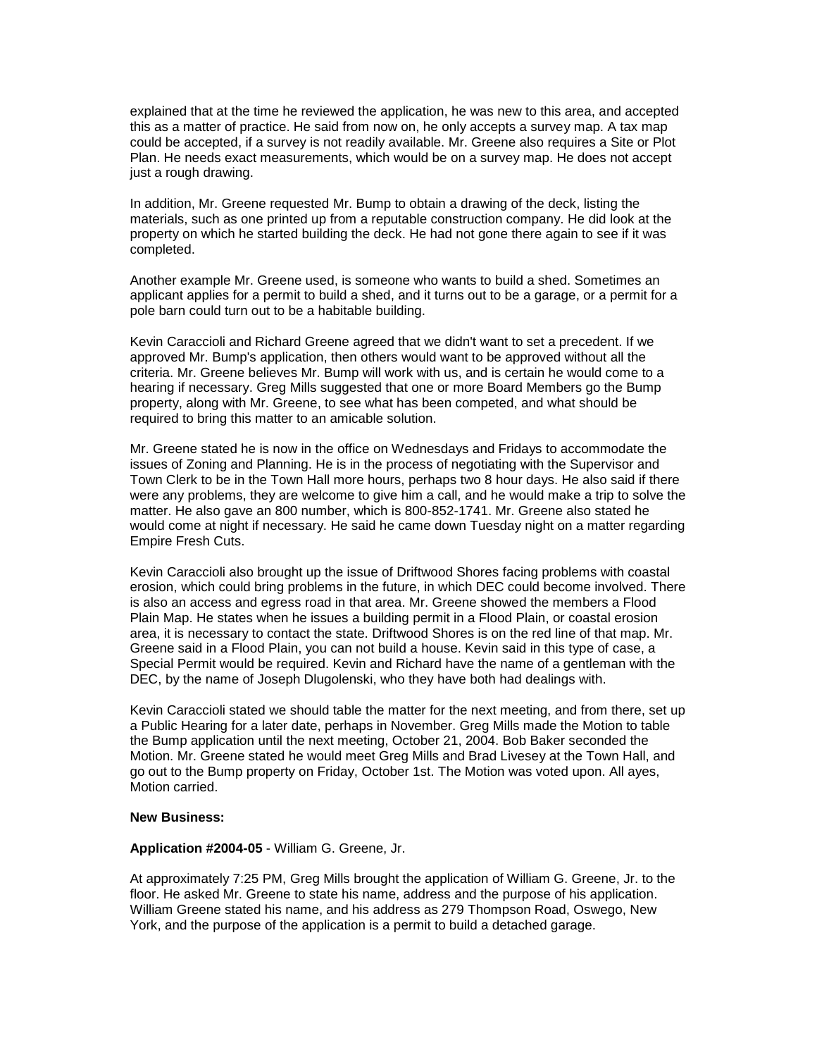explained that at the time he reviewed the application, he was new to this area, and accepted this as a matter of practice. He said from now on, he only accepts a survey map. A tax map could be accepted, if a survey is not readily available. Mr. Greene also requires a Site or Plot Plan. He needs exact measurements, which would be on a survey map. He does not accept just a rough drawing.

In addition, Mr. Greene requested Mr. Bump to obtain a drawing of the deck, listing the materials, such as one printed up from a reputable construction company. He did look at the property on which he started building the deck. He had not gone there again to see if it was completed.

Another example Mr. Greene used, is someone who wants to build a shed. Sometimes an applicant applies for a permit to build a shed, and it turns out to be a garage, or a permit for a pole barn could turn out to be a habitable building.

Kevin Caracciolí and Richard Greene agreed that we didn't want to set a precedent. If we approved Mr. Bump's application, then others would want to be approved without all the criteria. Mr. Greene believes Mr. Bump will work with us, and is certain he would come to a hearing if necessary. Greg Mills suggested that one or more Board Members go the Bump property, along with Mr. Greene, to see what has been competed, and what should be required to bring this matter to an amicable solution.

Mr. Greene stated he is now in the office on Wednesdays and Fridays to accommodate the issues of Zoning and Planning. He is in the process of negotiating with the Supervisor and Town Clerk to be in the Town Hall more hours, perhaps two 8 hour days. He also said if there were any problems, they are welcome to give him a call, and he would make a trip to solve the matter. He also gave an 800 number, which is 800-852-1741. Mr. Greene also stated he would come at night if necessary. He said he came down Tuesday night on a matter regarding Empire Fresh Cuts.

Kevin Caracciolí also brought up the issue of Driftwood Shores facing problems with coastal erosion, which could bring problems in the future, in which DEC could become involved. There is also an access and egress road in that area. Mr. Greene showed the members a Flood Plain Map. He states when he issues a building permit in a Flood Plain, or coastal erosion area, it is necessary to contact the state. Driftwood Shores is on the red line of that map. Mr. Greene said in a Flood Plain, you can not build a house. Kevin said in this type of case, a Special Permit would be required. Kevin and Richard have the name of a gentleman with the DEC, by the name of Joseph Dlugolenski, who they have both had dealings with.

Kevin Caracciolí stated we should table the matter for the next meeting, and from there, set up a Public Hearing for a later date, perhaps in November. Greg Mills made the Motion to table the Bump application until the next meeting, October 21, 2004. Bob Baker seconded the Motion. Mr. Greene stated he would meet Greg Mills and Brad Livesey at the Town Hall, and go out to the Bump property on Friday, October 1st. The Motion was voted upon. All ayes, Motion carried.

**New Business:**

**Application #2004-05** - William G. Greene, Jr.

At approximately 7:25 PM, Greg Mills brought the application of William G. Greene, Jr. to the floor. He asked Mr. Greene to state his name, address and the purpose of his application. William Greene stated his name, and his address as 279 Thompson Road, Oswego, New York, and the purpose of the application is a permit to build a detached garage.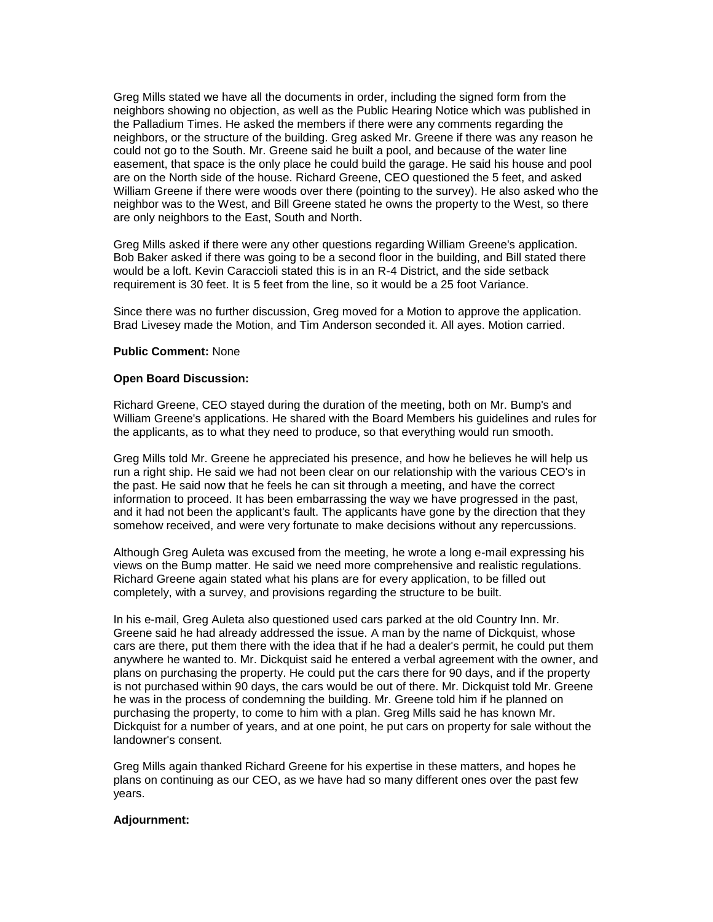Greg Mills stated we have all the documents in order, including the signed form from the neighbors showing no objection, as well as the Public Hearing Notice which was published in the Palladium Times. He asked the members if there were any comments regarding the neighbors, or the structure of the building. Greg asked Mr. Greene if there was any reason he could not go to the South. Mr. Greene said he built a pool, and because of the water line easement, that space is the only place he could build the garage. He said his house and pool are on the North side of the house. Richard Greene, CEO questioned the 5 feet, and asked William Greene if there were woods over there (pointing to the survey). He also asked who the neighbor was to the West, and Bill Greene stated he owns the property to the West, so there are only neighbors to the East, South and North.

Greg Mills asked if there were any other questions regarding William Greene's application. Bob Baker asked if there was going to be a second floor in the building, and Bill stated there would be a loft. Kevin Caraccioli stated this is in an R-4 District, and the side setback requirement is 30 feet. It is 5 feet from the line, so it would be a 25 foot Variance.

Since there was no further discussion, Greg moved for a Motion to approve the application. Brad Livesey made the Motion, and Tim Anderson seconded it. All ayes. Motion carried.

**Public Comment:** None

**Open Board Discussion:**

Richard Greene, CEO stayed during the duration of the meeting, both on Mr. Bump's and William Greene's applications. He shared with the Board Members his guidelines and rules for the applicants, as to what they need to produce, so that everything would run smooth.

Greg Mills told Mr. Greene he appreciated his presence, and how he believes he will help us run a right ship. He said we had not been clear on our relationship with the various CEO's in the past. He said now that he feels he can sit through a meeting, and have the correct information to proceed. It has been embarrassing the way we have progressed in the past, and it had not been the applicant's fault. The applicants have gone by the direction that they somehow received, and were very fortunate to make decisions without any repercussions.

Although Greg Auleta was excused from the meeting, he wrote a long e-mail expressing his views on the Bump matter. He said we need more comprehensive and realistic regulations. Richard Greene again stated what his plans are for every application, to be filled out completely, with a survey, and provisions regarding the structure to be built.

In his e-mail, Greg Auleta also questioned used cars parked at the old Country Inn. Mr. Greene said he had already addressed the issue. A man by the name of Dickquist, whose cars are there, put them there with the idea that if he had a dealer's permit, he could put them anywhere he wanted to. Mr. Dickquist said he entered a verbal agreement with the owner, and plans on purchasing the property. He could put the cars there for 90 days, and if the property is not purchased within 90 days, the cars would be out of there. Mr. Dickquist told Mr. Greene he was in the process of condemning the building. Mr. Greene told him if he planned on purchasing the property, to come to him with a plan. Greg Mills said he has known Mr. Dickquist for a number of years, and at one point, he put cars on property for sale without the landowner's consent.

Greg Mills again thanked Richard Greene for his expertise in these matters, and hopes he plans on continuing as our CEO, as we have had so many different ones over the past few years.

**Adjournment:**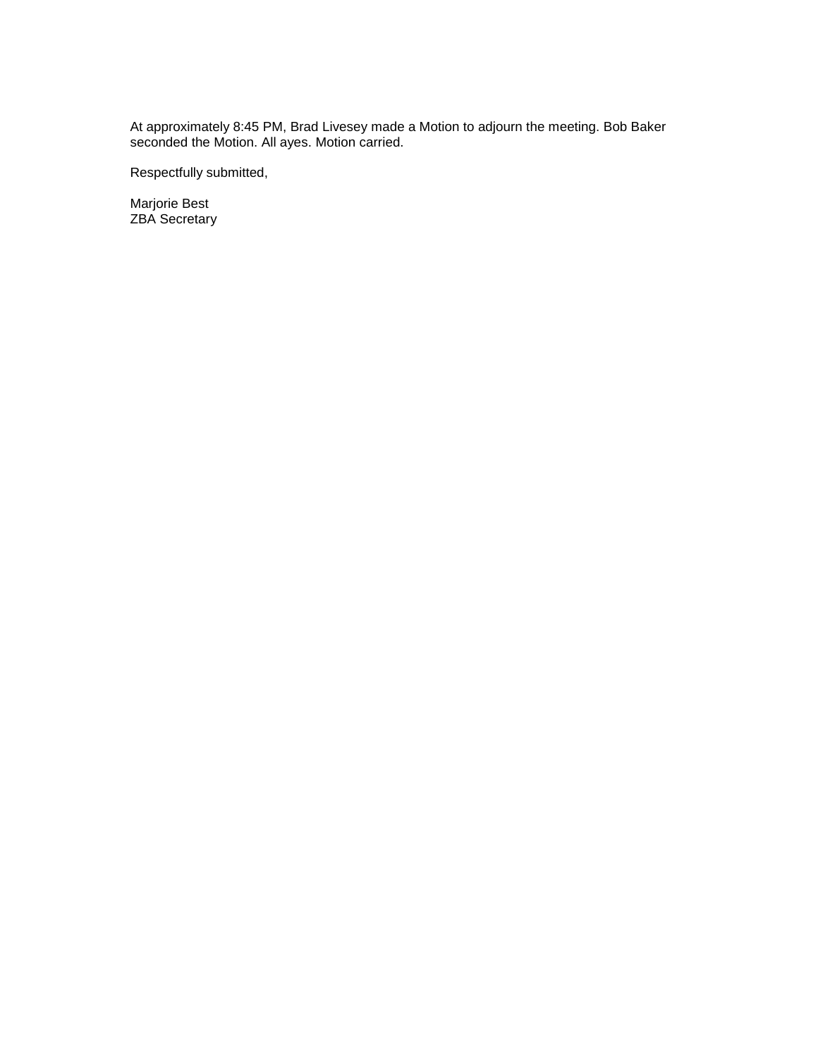At approximately 8:45 PM, Brad Livesey made a Motion to adjourn the meeting. Bob Baker seconded the Motion. All ayes. Motion carried.

Respectfully submitted,

Marjorie Best
ZBA Secretary